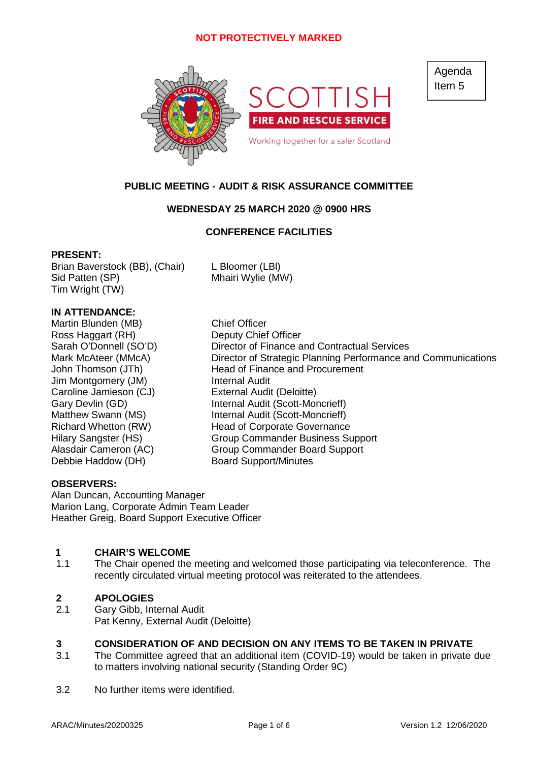NOT PROTECTIVELY MARKED

SCOTTISH FIRE AND RESCUE SERVICE

Working together for a safer Scotland

Agenda Item 5

**PUBLIC MEETING - AUDIT & RISK ASSURANCE COMMITTEE**

**WEDNESDAY 25 MARCH 2020 @ 0900 HRS**

**CONFERENCE FACILITIES**

**PRESENT:**

Brian Baverstock (BB), (Chair)
Sid Patten (SP)
Tim Wright (TW)
L Bloomer (LBl)
Mhairi Wylie (MW)

**IN ATTENDANCE:**

| | |
|---|---|
| Martin Blunden (MB) | Chief Officer |
| Ross Haggart (RH) | Deputy Chief Officer |
| Sarah O'Donnell (SO'D) | Director of Finance and Contractual Services |
| Mark McAteer (MMcA) | Director of Strategic Planning Performance and Communications |
| John Thomson (JTh) | Head of Finance and Procurement |
| Jim Montgomery (JM) | Internal Audit |
| Caroline Jamieson (CJ) | External Audit (Deloitte) |
| Gary Devlin (GD) | Internal Audit (Scott-Moncrieff) |
| Matthew Swann (MS) | Internal Audit (Scott-Moncrieff) |
| Richard Whetton (RW) | Head of Corporate Governance |
| Hilary Sangster (HS) | Group Commander Business Support |
| Alasdair Cameron (AC) | Group Commander Board Support |
| Debbie Haddow (DH) | Board Support/Minutes |

**OBSERVERS:**

Alan Duncan, Accounting Manager
Marion Lang, Corporate Admin Team Leader
Heather Greig, Board Support Executive Officer

## 1 CHAIR'S WELCOME

1.1 The Chair opened the meeting and welcomed those participating via teleconference. The recently circulated virtual meeting protocol was reiterated to the attendees.

## 2 APOLOGIES

2.1 Gary Gibb, Internal Audit
Pat Kenny, External Audit (Deloitte)

## 3 CONSIDERATION OF AND DECISION ON ANY ITEMS TO BE TAKEN IN PRIVATE

3.1 The Committee agreed that an additional item (COVID-19) would be taken in private due to matters involving national security (Standing Order 9C)

3.2 No further items were identified.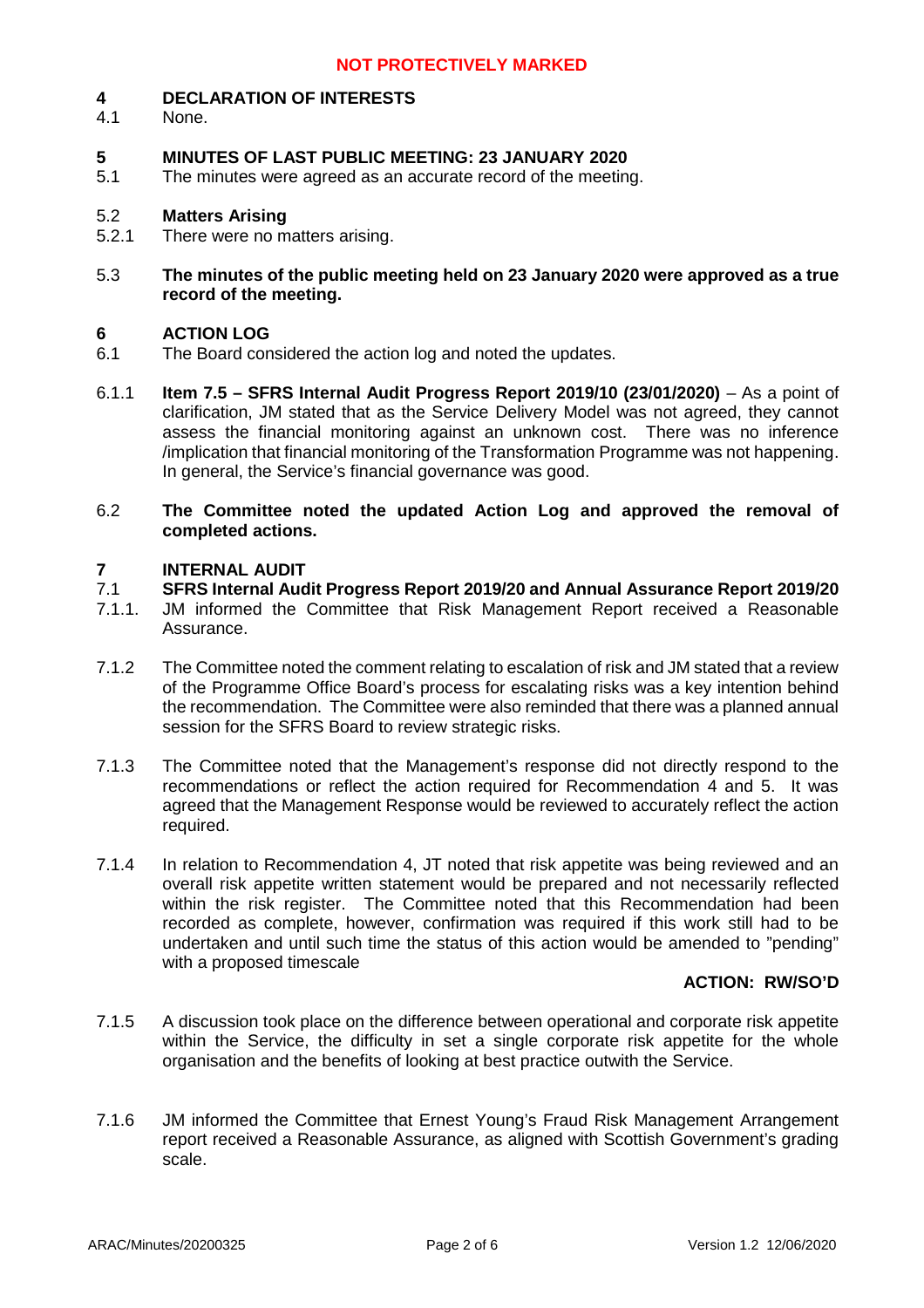**NOT PROTECTIVELY MARKED**

## 4 DECLARATION OF INTERESTS

4.1 None.

## 5 MINUTES OF LAST PUBLIC MEETING: 23 JANUARY 2020

5.1 The minutes were agreed as an accurate record of the meeting.

5.2 **Matters Arising**

5.2.1 There were no matters arising.

5.3 **The minutes of the public meeting held on 23 January 2020 were approved as a true record of the meeting.**

## 6 ACTION LOG

6.1 The Board considered the action log and noted the updates.

6.1.1 **Item 7.5 – SFRS Internal Audit Progress Report 2019/10 (23/01/2020)** – As a point of clarification, JM stated that as the Service Delivery Model was not agreed, they cannot assess the financial monitoring against an unknown cost. There was no inference /implication that financial monitoring of the Transformation Programme was not happening. In general, the Service's financial governance was good.

6.2 **The Committee noted the updated Action Log and approved the removal of completed actions.**

## 7 INTERNAL AUDIT

7.1 **SFRS Internal Audit Progress Report 2019/20 and Annual Assurance Report 2019/20**

7.1.1. JM informed the Committee that Risk Management Report received a Reasonable Assurance.

7.1.2 The Committee noted the comment relating to escalation of risk and JM stated that a review of the Programme Office Board's process for escalating risks was a key intention behind the recommendation. The Committee were also reminded that there was a planned annual session for the SFRS Board to review strategic risks.

7.1.3 The Committee noted that the Management's response did not directly respond to the recommendations or reflect the action required for Recommendation 4 and 5. It was agreed that the Management Response would be reviewed to accurately reflect the action required.

7.1.4 In relation to Recommendation 4, JT noted that risk appetite was being reviewed and an overall risk appetite written statement would be prepared and not necessarily reflected within the risk register. The Committee noted that this Recommendation had been recorded as complete, however, confirmation was required if this work still had to be undertaken and until such time the status of this action would be amended to "pending" with a proposed timescale

**ACTION: RW/SO'D**

7.1.5 A discussion took place on the difference between operational and corporate risk appetite within the Service, the difficulty in set a single corporate risk appetite for the whole organisation and the benefits of looking at best practice outwith the Service.

7.1.6 JM informed the Committee that Ernest Young's Fraud Risk Management Arrangement report received a Reasonable Assurance, as aligned with Scottish Government's grading scale.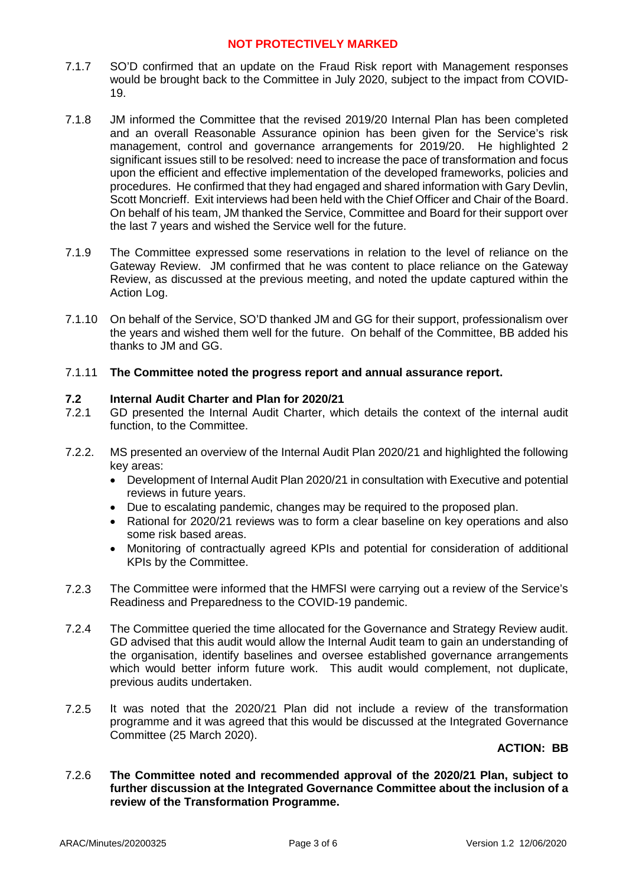7.1.7 SO'D confirmed that an update on the Fraud Risk report with Management responses would be brought back to the Committee in July 2020, subject to the impact from COVID-19.

7.1.8 JM informed the Committee that the revised 2019/20 Internal Plan has been completed and an overall Reasonable Assurance opinion has been given for the Service's risk management, control and governance arrangements for 2019/20. He highlighted 2 significant issues still to be resolved: need to increase the pace of transformation and focus upon the efficient and effective implementation of the developed frameworks, policies and procedures. He confirmed that they had engaged and shared information with Gary Devlin, Scott Moncrieff. Exit interviews had been held with the Chief Officer and Chair of the Board. On behalf of his team, JM thanked the Service, Committee and Board for their support over the last 7 years and wished the Service well for the future.

7.1.9 The Committee expressed some reservations in relation to the level of reliance on the Gateway Review. JM confirmed that he was content to place reliance on the Gateway Review, as discussed at the previous meeting, and noted the update captured within the Action Log.

7.1.10 On behalf of the Service, SO'D thanked JM and GG for their support, professionalism over the years and wished them well for the future. On behalf of the Committee, BB added his thanks to JM and GG.

7.1.11 **The Committee noted the progress report and annual assurance report.**

### 7.2 Internal Audit Charter and Plan for 2020/21

7.2.1 GD presented the Internal Audit Charter, which details the context of the internal audit function, to the Committee.

7.2.2. MS presented an overview of the Internal Audit Plan 2020/21 and highlighted the following key areas:

- Development of Internal Audit Plan 2020/21 in consultation with Executive and potential reviews in future years.
- Due to escalating pandemic, changes may be required to the proposed plan.
- Rational for 2020/21 reviews was to form a clear baseline on key operations and also some risk based areas.
- Monitoring of contractually agreed KPIs and potential for consideration of additional KPIs by the Committee.

7.2.3 The Committee were informed that the HMFSI were carrying out a review of the Service's Readiness and Preparedness to the COVID-19 pandemic.

7.2.4 The Committee queried the time allocated for the Governance and Strategy Review audit. GD advised that this audit would allow the Internal Audit team to gain an understanding of the organisation, identify baselines and oversee established governance arrangements which would better inform future work. This audit would complement, not duplicate, previous audits undertaken.

7.2.5 It was noted that the 2020/21 Plan did not include a review of the transformation programme and it was agreed that this would be discussed at the Integrated Governance Committee (25 March 2020).

**ACTION: BB**

7.2.6 **The Committee noted and recommended approval of the 2020/21 Plan, subject to further discussion at the Integrated Governance Committee about the inclusion of a review of the Transformation Programme.**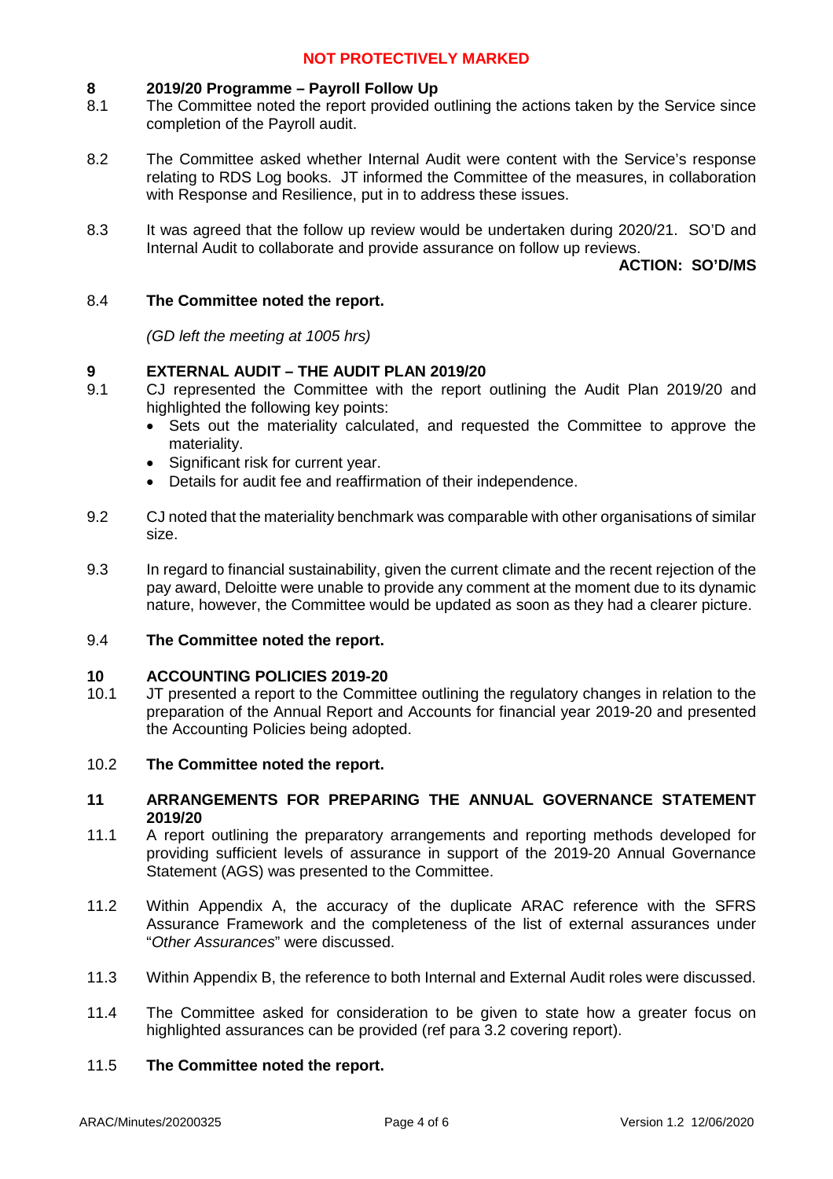**NOT PROTECTIVELY MARKED**

## 8 2019/20 Programme – Payroll Follow Up

8.1 The Committee noted the report provided outlining the actions taken by the Service since completion of the Payroll audit.

8.2 The Committee asked whether Internal Audit were content with the Service's response relating to RDS Log books. JT informed the Committee of the measures, in collaboration with Response and Resilience, put in to address these issues.

8.3 It was agreed that the follow up review would be undertaken during 2020/21. SO'D and Internal Audit to collaborate and provide assurance on follow up reviews.

**ACTION: SO'D/MS**

8.4 **The Committee noted the report.**

*(GD left the meeting at 1005 hrs)*

## 9 EXTERNAL AUDIT – THE AUDIT PLAN 2019/20

9.1 CJ represented the Committee with the report outlining the Audit Plan 2019/20 and highlighted the following key points:

- Sets out the materiality calculated, and requested the Committee to approve the materiality.
- Significant risk for current year.
- Details for audit fee and reaffirmation of their independence.

9.2 CJ noted that the materiality benchmark was comparable with other organisations of similar size.

9.3 In regard to financial sustainability, given the current climate and the recent rejection of the pay award, Deloitte were unable to provide any comment at the moment due to its dynamic nature, however, the Committee would be updated as soon as they had a clearer picture.

9.4 **The Committee noted the report.**

## 10 ACCOUNTING POLICIES 2019-20

10.1 JT presented a report to the Committee outlining the regulatory changes in relation to the preparation of the Annual Report and Accounts for financial year 2019-20 and presented the Accounting Policies being adopted.

10.2 **The Committee noted the report.**

## 11 ARRANGEMENTS FOR PREPARING THE ANNUAL GOVERNANCE STATEMENT 2019/20

11.1 A report outlining the preparatory arrangements and reporting methods developed for providing sufficient levels of assurance in support of the 2019-20 Annual Governance Statement (AGS) was presented to the Committee.

11.2 Within Appendix A, the accuracy of the duplicate ARAC reference with the SFRS Assurance Framework and the completeness of the list of external assurances under "*Other Assurances*" were discussed.

11.3 Within Appendix B, the reference to both Internal and External Audit roles were discussed.

11.4 The Committee asked for consideration to be given to state how a greater focus on highlighted assurances can be provided (ref para 3.2 covering report).

11.5 **The Committee noted the report.**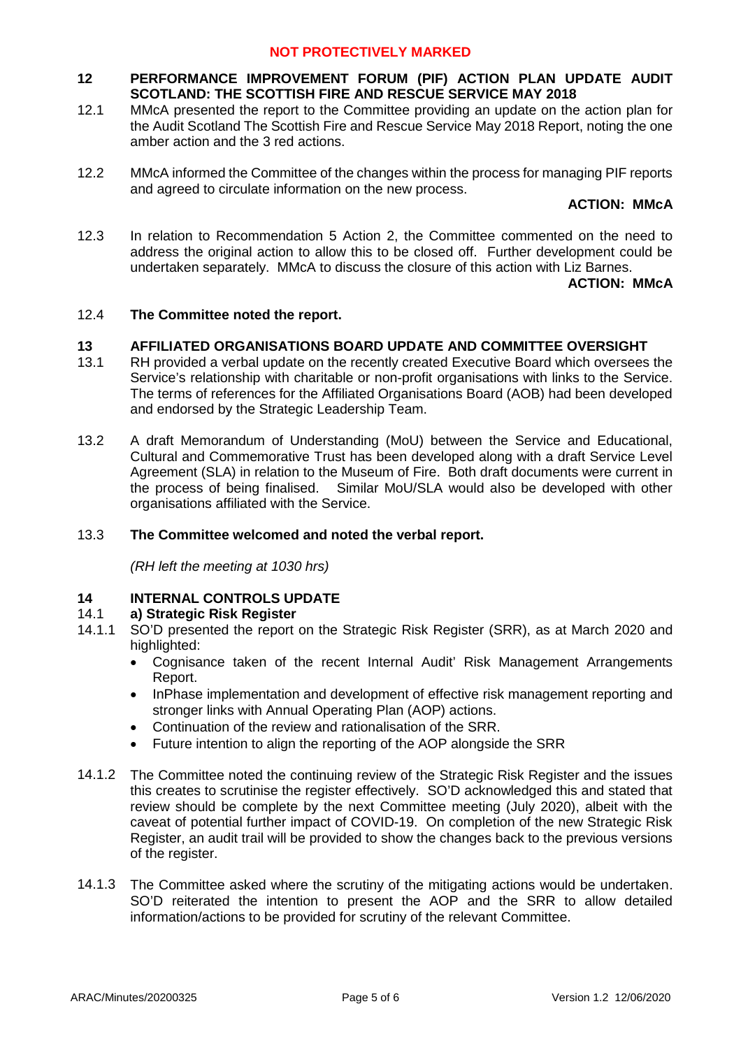**NOT PROTECTIVELY MARKED**

## 12 PERFORMANCE IMPROVEMENT FORUM (PIF) ACTION PLAN UPDATE AUDIT SCOTLAND: THE SCOTTISH FIRE AND RESCUE SERVICE MAY 2018

12.1 MMcA presented the report to the Committee providing an update on the action plan for the Audit Scotland The Scottish Fire and Rescue Service May 2018 Report, noting the one amber action and the 3 red actions.

12.2 MMcA informed the Committee of the changes within the process for managing PIF reports and agreed to circulate information on the new process.

**ACTION: MMcA**

12.3 In relation to Recommendation 5 Action 2, the Committee commented on the need to address the original action to allow this to be closed off. Further development could be undertaken separately. MMcA to discuss the closure of this action with Liz Barnes.

**ACTION: MMcA**

12.4 **The Committee noted the report.**

## 13 AFFILIATED ORGANISATIONS BOARD UPDATE AND COMMITTEE OVERSIGHT

13.1 RH provided a verbal update on the recently created Executive Board which oversees the Service's relationship with charitable or non-profit organisations with links to the Service. The terms of references for the Affiliated Organisations Board (AOB) had been developed and endorsed by the Strategic Leadership Team.

13.2 A draft Memorandum of Understanding (MoU) between the Service and Educational, Cultural and Commemorative Trust has been developed along with a draft Service Level Agreement (SLA) in relation to the Museum of Fire. Both draft documents were current in the process of being finalised. Similar MoU/SLA would also be developed with other organisations affiliated with the Service.

13.3 **The Committee welcomed and noted the verbal report.**

*(RH left the meeting at 1030 hrs)*

## 14 INTERNAL CONTROLS UPDATE

### 14.1 a) Strategic Risk Register

14.1.1 SO'D presented the report on the Strategic Risk Register (SRR), as at March 2020 and highlighted:

- Cognisance taken of the recent Internal Audit' Risk Management Arrangements Report.
- InPhase implementation and development of effective risk management reporting and stronger links with Annual Operating Plan (AOP) actions.
- Continuation of the review and rationalisation of the SRR.
- Future intention to align the reporting of the AOP alongside the SRR

14.1.2 The Committee noted the continuing review of the Strategic Risk Register and the issues this creates to scrutinise the register effectively. SO'D acknowledged this and stated that review should be complete by the next Committee meeting (July 2020), albeit with the caveat of potential further impact of COVID-19. On completion of the new Strategic Risk Register, an audit trail will be provided to show the changes back to the previous versions of the register.

14.1.3 The Committee asked where the scrutiny of the mitigating actions would be undertaken. SO'D reiterated the intention to present the AOP and the SRR to allow detailed information/actions to be provided for scrutiny of the relevant Committee.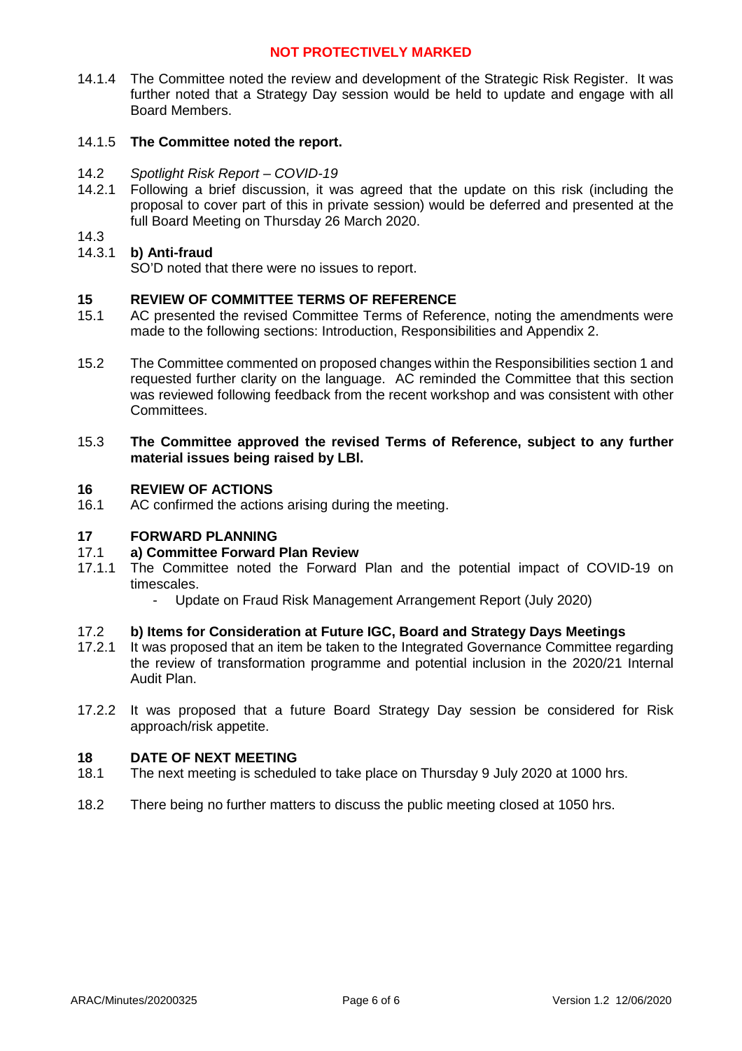14.1.4 The Committee noted the review and development of the Strategic Risk Register. It was further noted that a Strategy Day session would be held to update and engage with all Board Members.

14.1.5 **The Committee noted the report.**

14.2 *Spotlight Risk Report – COVID-19*

14.2.1 Following a brief discussion, it was agreed that the update on this risk (including the proposal to cover part of this in private session) would be deferred and presented at the full Board Meeting on Thursday 26 March 2020.

14.3

14.3.1 **b) Anti-fraud**

SO'D noted that there were no issues to report.

## 15 REVIEW OF COMMITTEE TERMS OF REFERENCE

15.1 AC presented the revised Committee Terms of Reference, noting the amendments were made to the following sections: Introduction, Responsibilities and Appendix 2.

15.2 The Committee commented on proposed changes within the Responsibilities section 1 and requested further clarity on the language. AC reminded the Committee that this section was reviewed following feedback from the recent workshop and was consistent with other Committees.

15.3 **The Committee approved the revised Terms of Reference, subject to any further material issues being raised by LBl.**

## 16 REVIEW OF ACTIONS

16.1 AC confirmed the actions arising during the meeting.

## 17 FORWARD PLANNING

17.1 **a) Committee Forward Plan Review**

17.1.1 The Committee noted the Forward Plan and the potential impact of COVID-19 on timescales.

- Update on Fraud Risk Management Arrangement Report (July 2020)

17.2 **b) Items for Consideration at Future IGC, Board and Strategy Days Meetings**

17.2.1 It was proposed that an item be taken to the Integrated Governance Committee regarding the review of transformation programme and potential inclusion in the 2020/21 Internal Audit Plan.

17.2.2 It was proposed that a future Board Strategy Day session be considered for Risk approach/risk appetite.

## 18 DATE OF NEXT MEETING

18.1 The next meeting is scheduled to take place on Thursday 9 July 2020 at 1000 hrs.

18.2 There being no further matters to discuss the public meeting closed at 1050 hrs.